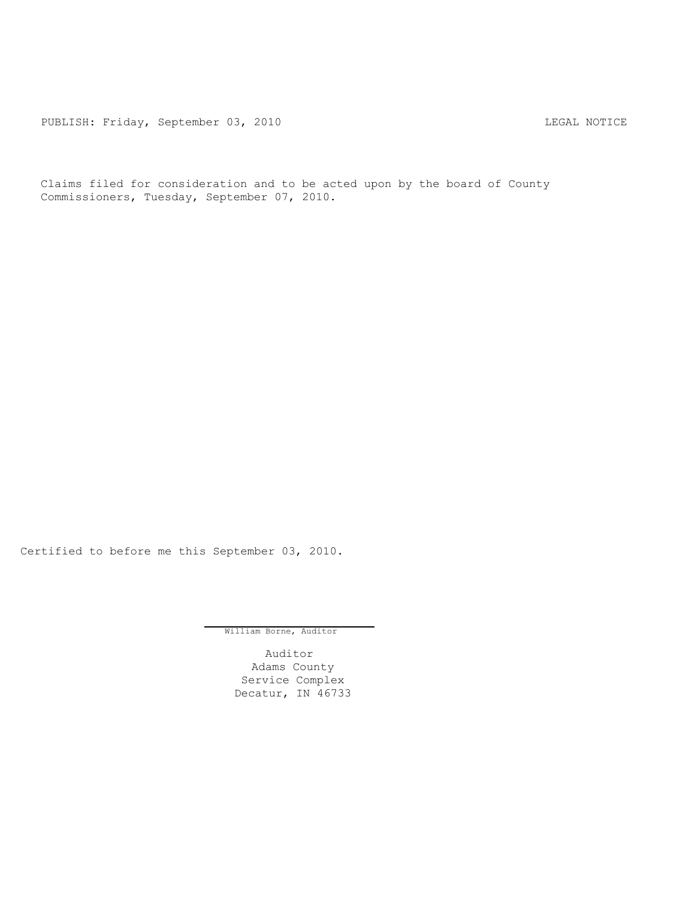PUBLISH: Friday, September 03, 2010 LEGAL NOTICE

Claims filed for consideration and to be acted upon by the board of County Commissioners, Tuesday, September 07, 2010.

Certified to before me this September 03, 2010.

William Borne, Auditor

Auditor
Adams County
Service Complex
Decatur, IN 46733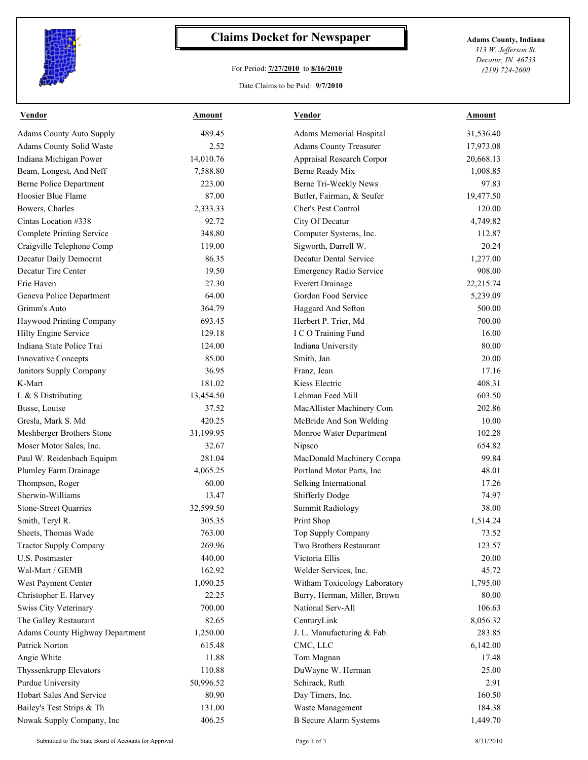# Claims Docket for Newspaper

For Period: **7/27/2010** to **8/16/2010**

Date Claims to be Paid: **9/7/2010**

**Adams County, Indiana**
*313 W. Jefferson St.*
*Decatur, IN 46733*
*(219) 724-2600*

| Vendor | Amount | Vendor | Amount |
|---|---|---|---|
| Adams County Auto Supply | 489.45 | Adams Memorial Hospital | 31,536.40 |
| Adams County Solid Waste | 2.52 | Adams County Treasurer | 17,973.08 |
| Indiana Michigan Power | 14,010.76 | Appraisal Research Corpor | 20,668.13 |
| Beam, Longest, And Neff | 7,588.80 | Berne Ready Mix | 1,008.85 |
| Berne Police Department | 223.00 | Berne Tri-Weekly News | 97.83 |
| Hoosier Blue Flame | 87.00 | Butler, Fairman, & Seufer | 19,477.50 |
| Bowers, Charles | 2,333.33 | Chet's Pest Control | 120.00 |
| Cintas Location #338 | 92.72 | City Of Decatur | 4,749.82 |
| Complete Printing Service | 348.80 | Computer Systems, Inc. | 112.87 |
| Craigville Telephone Comp | 119.00 | Sigworth, Darrell W. | 20.24 |
| Decatur Daily Democrat | 86.35 | Decatur Dental Service | 1,277.00 |
| Decatur Tire Center | 19.50 | Emergency Radio Service | 908.00 |
| Erie Haven | 27.30 | Everett Drainage | 22,215.74 |
| Geneva Police Department | 64.00 | Gordon Food Service | 5,239.09 |
| Grimm's Auto | 364.79 | Haggard And Sefton | 500.00 |
| Haywood Printing Company | 693.45 | Herbert P. Trier, Md | 700.00 |
| Hilty Engine Service | 129.18 | I C O Training Fund | 16.00 |
| Indiana State Police Trai | 124.00 | Indiana University | 80.00 |
| Innovative Concepts | 85.00 | Smith, Jan | 20.00 |
| Janitors Supply Company | 36.95 | Franz, Jean | 17.16 |
| K-Mart | 181.02 | Kiess Electric | 408.31 |
| L & S Distributing | 13,454.50 | Lehman Feed Mill | 603.50 |
| Busse, Louise | 37.52 | MacAllister Machinery Com | 202.86 |
| Gresla, Mark S. Md | 420.25 | McBride And Son Welding | 10.00 |
| Meshberger Brothers Stone | 31,199.95 | Monroe Water Department | 102.28 |
| Moser Motor Sales, Inc. | 32.67 | Nipsco | 654.82 |
| Paul W. Reidenbach Equipm | 281.04 | MacDonald Machinery Compa | 99.84 |
| Plumley Farm Drainage | 4,065.25 | Portland Motor Parts, Inc | 48.01 |
| Thompson, Roger | 60.00 | Selking International | 17.26 |
| Sherwin-Williams | 13.47 | Shifferly Dodge | 74.97 |
| Stone-Street Quarries | 32,599.50 | Summit Radiology | 38.00 |
| Smith, Teryl R. | 305.35 | Print Shop | 1,514.24 |
| Sheets, Thomas Wade | 763.00 | Top Supply Company | 73.52 |
| Tractor Supply Company | 269.96 | Two Brothers Restaurant | 123.57 |
| U.S. Postmaster | 440.00 | Victoria Ellis | 20.00 |
| Wal-Mart / GEMB | 162.92 | Welder Services, Inc. | 45.72 |
| West Payment Center | 1,090.25 | Witham Toxicology Laboratory | 1,795.00 |
| Christopher E. Harvey | 22.25 | Burry, Herman, Miller, Brown | 80.00 |
| Swiss City Veterinary | 700.00 | National Serv-All | 106.63 |
| The Galley Restaurant | 82.65 | CenturyLink | 8,056.32 |
| Adams County Highway Department | 1,250.00 | J. L. Manufacturing & Fab. | 283.85 |
| Patrick Norton | 615.48 | CMC, LLC | 6,142.00 |
| Angie White | 11.88 | Tom Magnan | 17.48 |
| Thyssenkrupp Elevators | 110.88 | DuWayne W. Herman | 25.00 |
| Purdue University | 50,996.52 | Schirack, Ruth | 2.91 |
| Hobart Sales And Service | 80.90 | Day Timers, Inc. | 160.50 |
| Bailey's Test Strips & Th | 131.00 | Waste Management | 184.38 |
| Nowak Supply Company, Inc | 406.25 | B Secure Alarm Systems | 1,449.70 |

Submitted to The State Board of Accounts for Approval — 8/31/2010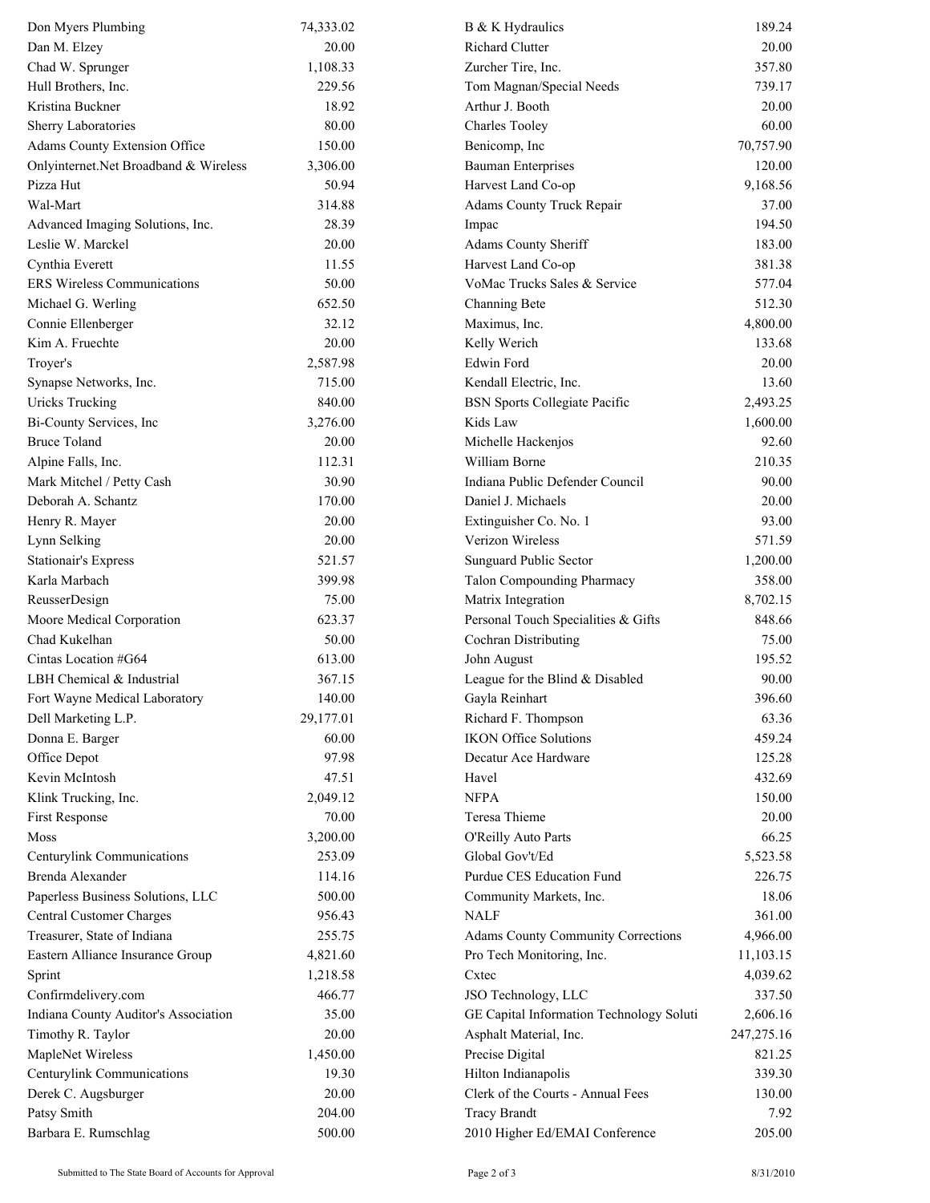| | | | |
|---|---|---|---|
| Don Myers Plumbing | 74,333.02 | B & K Hydraulics | 189.24 |
| Dan M. Elzey | 20.00 | Richard Clutter | 20.00 |
| Chad W. Sprunger | 1,108.33 | Zurcher Tire, Inc. | 357.80 |
| Hull Brothers, Inc. | 229.56 | Tom Magnan/Special Needs | 739.17 |
| Kristina Buckner | 18.92 | Arthur J. Booth | 20.00 |
| Sherry Laboratories | 80.00 | Charles Tooley | 60.00 |
| Adams County Extension Office | 150.00 | Benicomp, Inc | 70,757.90 |
| Onlyinternet.Net Broadband & Wireless | 3,306.00 | Bauman Enterprises | 120.00 |
| Pizza Hut | 50.94 | Harvest Land Co-op | 9,168.56 |
| Wal-Mart | 314.88 | Adams County Truck Repair | 37.00 |
| Advanced Imaging Solutions, Inc. | 28.39 | Impac | 194.50 |
| Leslie W. Marckel | 20.00 | Adams County Sheriff | 183.00 |
| Cynthia Everett | 11.55 | Harvest Land Co-op | 381.38 |
| ERS Wireless Communications | 50.00 | VoMac Trucks Sales & Service | 577.04 |
| Michael G. Werling | 652.50 | Channing Bete | 512.30 |
| Connie Ellenberger | 32.12 | Maximus, Inc. | 4,800.00 |
| Kim A. Fruechte | 20.00 | Kelly Werich | 133.68 |
| Troyer's | 2,587.98 | Edwin Ford | 20.00 |
| Synapse Networks, Inc. | 715.00 | Kendall Electric, Inc. | 13.60 |
| Uricks Trucking | 840.00 | BSN Sports Collegiate Pacific | 2,493.25 |
| Bi-County Services, Inc | 3,276.00 | Kids Law | 1,600.00 |
| Bruce Toland | 20.00 | Michelle Hackenjos | 92.60 |
| Alpine Falls, Inc. | 112.31 | William Borne | 210.35 |
| Mark Mitchel / Petty Cash | 30.90 | Indiana Public Defender Council | 90.00 |
| Deborah A. Schantz | 170.00 | Daniel J. Michaels | 20.00 |
| Henry R. Mayer | 20.00 | Extinguisher Co. No. 1 | 93.00 |
| Lynn Selking | 20.00 | Verizon Wireless | 571.59 |
| Stationair's Express | 521.57 | Sunguard Public Sector | 1,200.00 |
| Karla Marbach | 399.98 | Talon Compounding Pharmacy | 358.00 |
| ReusserDesign | 75.00 | Matrix Integration | 8,702.15 |
| Moore Medical Corporation | 623.37 | Personal Touch Specialities & Gifts | 848.66 |
| Chad Kukelhan | 50.00 | Cochran Distributing | 75.00 |
| Cintas Location #G64 | 613.00 | John August | 195.52 |
| LBH Chemical & Industrial | 367.15 | League for the Blind & Disabled | 90.00 |
| Fort Wayne Medical Laboratory | 140.00 | Gayla Reinhart | 396.60 |
| Dell Marketing L.P. | 29,177.01 | Richard F. Thompson | 63.36 |
| Donna E. Barger | 60.00 | IKON Office Solutions | 459.24 |
| Office Depot | 97.98 | Decatur Ace Hardware | 125.28 |
| Kevin McIntosh | 47.51 | Havel | 432.69 |
| Klink Trucking, Inc. | 2,049.12 | NFPA | 150.00 |
| First Response | 70.00 | Teresa Thieme | 20.00 |
| Moss | 3,200.00 | O'Reilly Auto Parts | 66.25 |
| Centurylink Communications | 253.09 | Global Gov't/Ed | 5,523.58 |
| Brenda Alexander | 114.16 | Purdue CES Education Fund | 226.75 |
| Paperless Business Solutions, LLC | 500.00 | Community Markets, Inc. | 18.06 |
| Central Customer Charges | 956.43 | NALF | 361.00 |
| Treasurer, State of Indiana | 255.75 | Adams County Community Corrections | 4,966.00 |
| Eastern Alliance Insurance Group | 4,821.60 | Pro Tech Monitoring, Inc. | 11,103.15 |
| Sprint | 1,218.58 | Cxtec | 4,039.62 |
| Confirmdelivery.com | 466.77 | JSO Technology, LLC | 337.50 |
| Indiana County Auditor's Association | 35.00 | GE Capital Information Technology Soluti | 2,606.16 |
| Timothy R. Taylor | 20.00 | Asphalt Material, Inc. | 247,275.16 |
| MapleNet Wireless | 1,450.00 | Precise Digital | 821.25 |
| Centurylink Communications | 19.30 | Hilton Indianapolis | 339.30 |
| Derek C. Augsburger | 20.00 | Clerk of the Courts - Annual Fees | 130.00 |
| Patsy Smith | 204.00 | Tracy Brandt | 7.92 |
| Barbara E. Rumschlag | 500.00 | 2010 Higher Ed/EMAI Conference | 205.00 |

Submitted to The State Board of Accounts for Approval 8/31/2010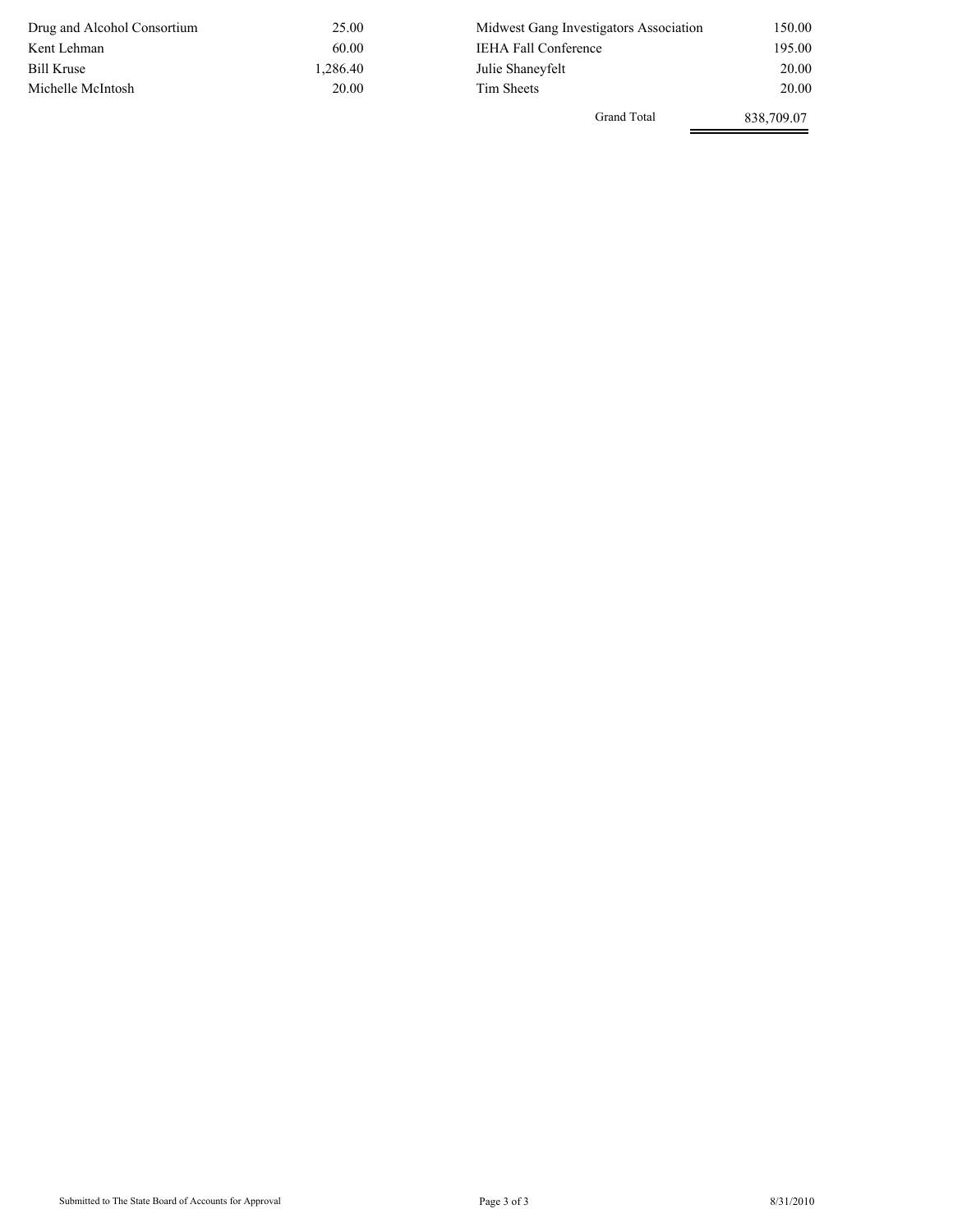| | | | |
|---|---|---|---|
| Drug and Alcohol Consortium | 25.00 | Midwest Gang Investigators Association | 150.00 |
| Kent Lehman | 60.00 | IEHA Fall Conference | 195.00 |
| Bill Kruse | 1,286.40 | Julie Shaneyfelt | 20.00 |
| Michelle McIntosh | 20.00 | Tim Sheets | 20.00 |
| | | Grand Total | 838,709.07 |

Submitted to The State Board of Accounts for Approval

8/31/2010